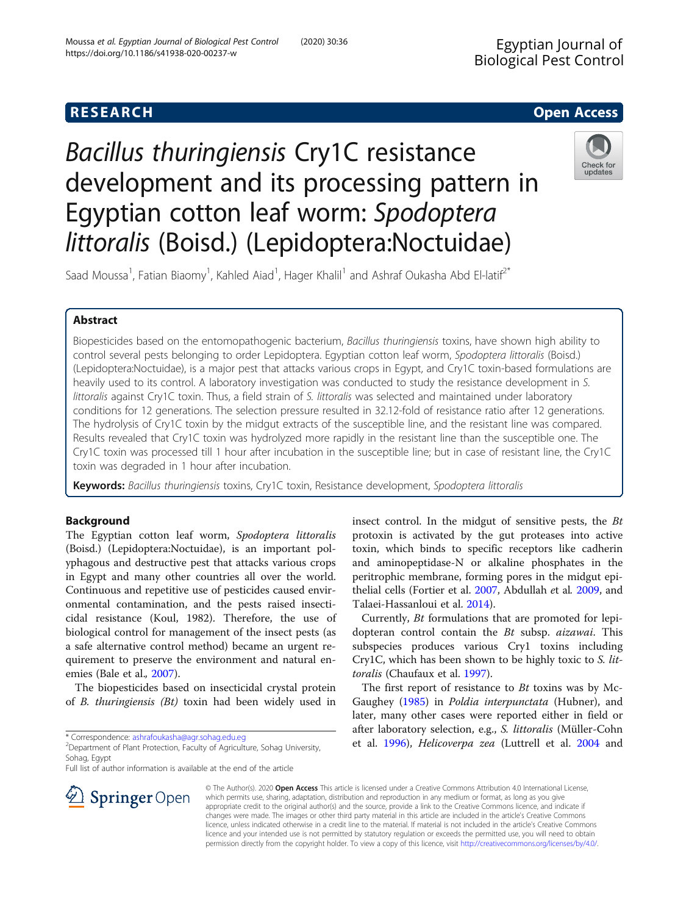**RESEARCH** **Open Access**

# *Bacillus thuringiensis* Cry1C resistance development and its processing pattern in Egyptian cotton leaf worm: *Spodoptera littoralis* (Boisd.) (Lepidoptera:Noctuidae)

Saad Moussa[1], Fatian Biaomy[1], Kahled Aiad[1], Hager Khalil[1] and Ashraf Oukasha Abd El-latif[2*]

## Abstract

Biopesticides based on the entomopathogenic bacterium, *Bacillus thuringiensis* toxins, have shown high ability to control several pests belonging to order Lepidoptera. Egyptian cotton leaf worm, *Spodoptera littoralis* (Boisd.) (Lepidoptera:Noctuidae), is a major pest that attacks various crops in Egypt, and Cry1C toxin-based formulations are heavily used to its control. A laboratory investigation was conducted to study the resistance development in *S. littoralis* against Cry1C toxin. Thus, a field strain of *S. littoralis* was selected and maintained under laboratory conditions for 12 generations. The selection pressure resulted in 32.12-fold of resistance ratio after 12 generations. The hydrolysis of Cry1C toxin by the midgut extracts of the susceptible line, and the resistant line was compared. Results revealed that Cry1C toxin was hydrolyzed more rapidly in the resistant line than the susceptible one. The Cry1C toxin was processed till 1 hour after incubation in the susceptible line; but in case of resistant line, the Cry1C toxin was degraded in 1 hour after incubation.

**Keywords:** *Bacillus thuringiensis* toxins, Cry1C toxin, Resistance development, *Spodoptera littoralis*

## Background

The Egyptian cotton leaf worm, *Spodoptera littoralis* (Boisd.) (Lepidoptera:Noctuidae), is an important polyphagous and destructive pest that attacks various crops in Egypt and many other countries all over the world. Continuous and repetitive use of pesticides caused environmental contamination, and the pests raised insecticidal resistance (Koul, 1982). Therefore, the use of biological control for management of the insect pests (as a safe alternative control method) became an urgent requirement to preserve the environment and natural enemies (Bale et al., 2007).

The biopesticides based on insecticidal crystal protein of *B. thuringiensis (Bt)* toxin had been widely used in insect control. In the midgut of sensitive pests, the *Bt* protoxin is activated by the gut proteases into active toxin, which binds to specific receptors like cadherin and aminopeptidase-N or alkaline phosphates in the peritrophic membrane, forming pores in the midgut epithelial cells (Fortier et al. 2007, Abdullah *et al.* 2009, and Talaei-Hassanloui et al. 2014).

Currently, *Bt* formulations that are promoted for lepidopteran control contain the *Bt* subsp. *aizawai*. This subspecies produces various Cry1 toxins including Cry1C, which has been shown to be highly toxic to *S. littoralis* (Chaufaux et al. 1997).

The first report of resistance to *Bt* toxins was by McGaughey (1985) in *Poldia interpunctata* (Hubner), and later, many other cases were reported either in field or after laboratory selection, e.g., *S. littoralis* (Müller-Cohn et al. 1996), *Helicoverpa zea* (Luttrell et al. 2004 and

\* Correspondence: ashrafoukasha@agr.sohag.edu.eg
[2]Department of Plant Protection, Faculty of Agriculture, Sohag University, Sohag, Egypt
Full list of author information is available at the end of the article

© The Author(s). 2020 **Open Access** This article is licensed under a Creative Commons Attribution 4.0 International License, which permits use, sharing, adaptation, distribution and reproduction in any medium or format, as long as you give appropriate credit to the original author(s) and the source, provide a link to the Creative Commons licence, and indicate if changes were made. The images or other third party material in this article are included in the article's Creative Commons licence, unless indicated otherwise in a credit line to the material. If material is not included in the article's Creative Commons licence and your intended use is not permitted by statutory regulation or exceeds the permitted use, you will need to obtain permission directly from the copyright holder. To view a copy of this licence, visit http://creativecommons.org/licenses/by/4.0/.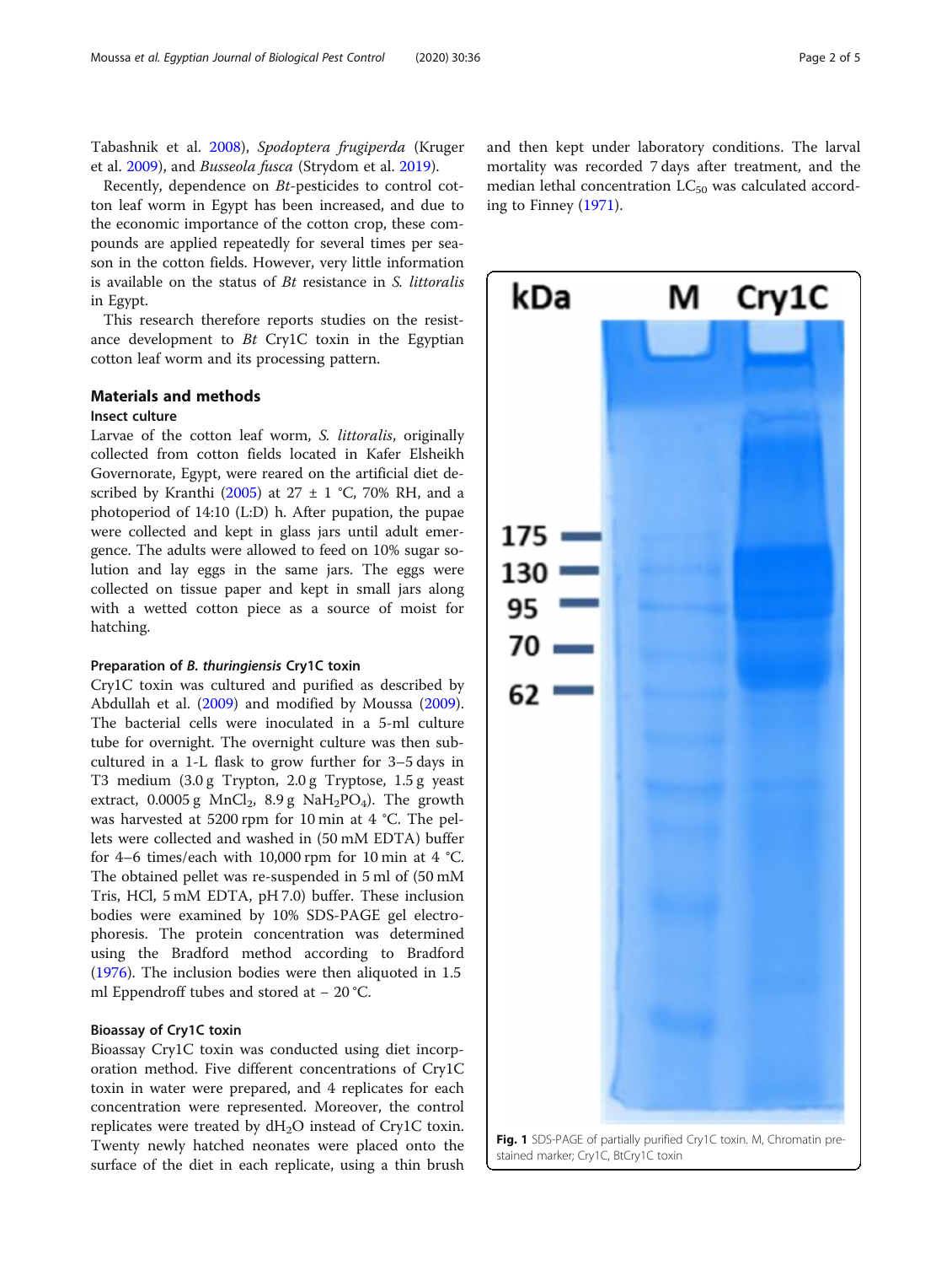Tabashnik et al. 2008), *Spodoptera frugiperda* (Kruger et al. 2009), and *Busseola fusca* (Strydom et al. 2019).

Recently, dependence on *Bt*-pesticides to control cotton leaf worm in Egypt has been increased, and due to the economic importance of the cotton crop, these compounds are applied repeatedly for several times per season in the cotton fields. However, very little information is available on the status of *Bt* resistance in *S. littoralis* in Egypt.

This research therefore reports studies on the resistance development to *Bt* Cry1C toxin in the Egyptian cotton leaf worm and its processing pattern.

## Materials and methods

### Insect culture

Larvae of the cotton leaf worm, *S. littoralis*, originally collected from cotton fields located in Kafer Elsheikh Governorate, Egypt, were reared on the artificial diet described by Kranthi (2005) at 27 ± 1 °C, 70% RH, and a photoperiod of 14:10 (L:D) h. After pupation, the pupae were collected and kept in glass jars until adult emergence. The adults were allowed to feed on 10% sugar solution and lay eggs in the same jars. The eggs were collected on tissue paper and kept in small jars along with a wetted cotton piece as a source of moist for hatching.

### Preparation of *B. thuringiensis* Cry1C toxin

Cry1C toxin was cultured and purified as described by Abdullah et al. (2009) and modified by Moussa (2009). The bacterial cells were inoculated in a 5-ml culture tube for overnight. The overnight culture was then subcultured in a 1-L flask to grow further for 3–5 days in T3 medium (3.0 g Trypton, 2.0 g Tryptose, 1.5 g yeast extract, 0.0005 g $MnCl_2$, 8.9 g $NaH_2PO_4$). The growth was harvested at 5200 rpm for 10 min at 4 °C. The pellets were collected and washed in (50 mM EDTA) buffer for 4–6 times/each with 10,000 rpm for 10 min at 4 °C. The obtained pellet was re-suspended in 5 ml of (50 mM Tris, HCl, 5 mM EDTA, pH 7.0) buffer. These inclusion bodies were examined by 10% SDS-PAGE gel electrophoresis. The protein concentration was determined using the Bradford method according to Bradford (1976). The inclusion bodies were then aliquoted in 1.5 ml Eppendroff tubes and stored at − 20 °C.

### Bioassay of Cry1C toxin

Bioassay Cry1C toxin was conducted using diet incorporation method. Five different concentrations of Cry1C toxin in water were prepared, and 4 replicates for each concentration were represented. Moreover, the control replicates were treated by $dH_2O$ instead of Cry1C toxin. Twenty newly hatched neonates were placed onto the surface of the diet in each replicate, using a thin brush and then kept under laboratory conditions. The larval mortality was recorded 7 days after treatment, and the median lethal concentration $LC_{50}$ was calculated according to Finney (1971).

**Fig. 1** SDS-PAGE of partially purified Cry1C toxin. M, Chromatin prestained marker; Cry1C, BtCry1C toxin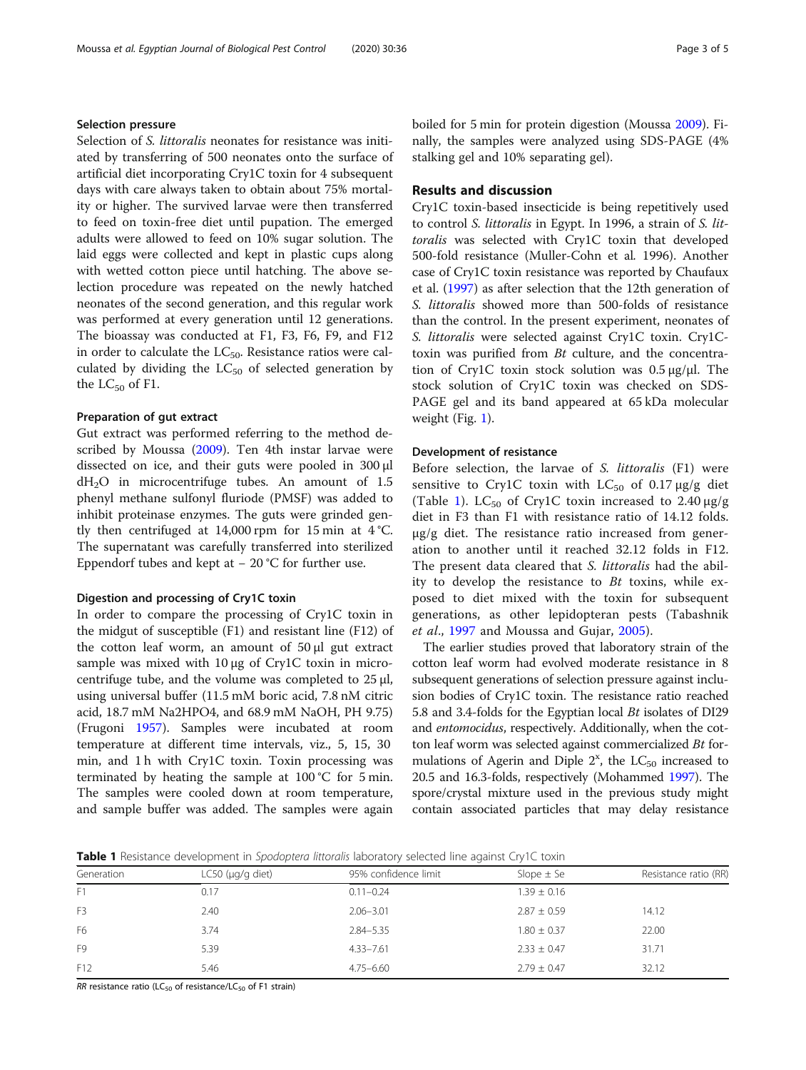### Selection pressure

Selection of *S. littoralis* neonates for resistance was initiated by transferring of 500 neonates onto the surface of artificial diet incorporating Cry1C toxin for 4 subsequent days with care always taken to obtain about 75% mortality or higher. The survived larvae were then transferred to feed on toxin-free diet until pupation. The emerged adults were allowed to feed on 10% sugar solution. The laid eggs were collected and kept in plastic cups along with wetted cotton piece until hatching. The above selection procedure was repeated on the newly hatched neonates of the second generation, and this regular work was performed at every generation until 12 generations. The bioassay was conducted at F1, F3, F6, F9, and F12 in order to calculate the $LC_{50}$. Resistance ratios were calculated by dividing the $LC_{50}$ of selected generation by the $LC_{50}$ of F1.

### Preparation of gut extract

Gut extract was performed referring to the method described by Moussa (2009). Ten 4th instar larvae were dissected on ice, and their guts were pooled in 300 μl $dH_2O$ in microcentrifuge tubes. An amount of 1.5 phenyl methane sulfonyl fluriode (PMSF) was added to inhibit proteinase enzymes. The guts were grinded gently then centrifuged at 14,000 rpm for 15 min at 4 °C. The supernatant was carefully transferred into sterilized Eppendorf tubes and kept at − 20 °C for further use.

### Digestion and processing of Cry1C toxin

In order to compare the processing of Cry1C toxin in the midgut of susceptible (F1) and resistant line (F12) of the cotton leaf worm, an amount of 50 μl gut extract sample was mixed with 10 μg of Cry1C toxin in microcentrifuge tube, and the volume was completed to 25 μl, using universal buffer (11.5 mM boric acid, 7.8 nM citric acid, 18.7 mM Na2HPO4, and 68.9 mM NaOH, PH 9.75) (Frugoni 1957). Samples were incubated at room temperature at different time intervals, viz., 5, 15, 30 min, and 1 h with Cry1C toxin. Toxin processing was terminated by heating the sample at 100 °C for 5 min. The samples were cooled down at room temperature, and sample buffer was added. The samples were again boiled for 5 min for protein digestion (Moussa 2009). Finally, the samples were analyzed using SDS-PAGE (4% stalking gel and 10% separating gel).

## Results and discussion

Cry1C toxin-based insecticide is being repetitively used to control *S. littoralis* in Egypt. In 1996, a strain of *S. littoralis* was selected with Cry1C toxin that developed 500-fold resistance (Muller-Cohn et al*.* 1996). Another case of Cry1C toxin resistance was reported by Chaufaux et al. (1997) as after selection that the 12th generation of *S. littoralis* showed more than 500-folds of resistance than the control. In the present experiment, neonates of *S. littoralis* were selected against Cry1C toxin. Cry1C-toxin was purified from *Bt* culture, and the concentration of Cry1C toxin stock solution was 0.5 μg/μl. The stock solution of Cry1C toxin was checked on SDS-PAGE gel and its band appeared at 65 kDa molecular weight (Fig. 1).

### Development of resistance

Before selection, the larvae of *S. littoralis* (F1) were sensitive to Cry1C toxin with $LC_{50}$ of 0.17 μg/g diet (Table 1). $LC_{50}$ of Cry1C toxin increased to 2.40 μg/g diet in F3 than F1 with resistance ratio of 14.12 folds. μg/g diet. The resistance ratio increased from generation to another until it reached 32.12 folds in F12. The present data cleared that *S. littoralis* had the ability to develop the resistance to *Bt* toxins, while exposed to diet mixed with the toxin for subsequent generations, as other lepidopteran pests (Tabashnik *et al*., 1997 and Moussa and Gujar, 2005).

The earlier studies proved that laboratory strain of the cotton leaf worm had evolved moderate resistance in 8 subsequent generations of selection pressure against inclusion bodies of Cry1C toxin. The resistance ratio reached 5.8 and 3.4-folds for the Egyptian local *Bt* isolates of DI29 and *entomocidus*, respectively. Additionally, when the cotton leaf worm was selected against commercialized *Bt* formulations of Agerin and Diple $2^x$, the $LC_{50}$ increased to 20.5 and 16.3-folds, respectively (Mohammed 1997). The spore/crystal mixture used in the previous study might contain associated particles that may delay resistance

**Table 1** Resistance development in *Spodoptera littoralis* laboratory selected line against Cry1C toxin

| Generation | LC50 (μg/g diet) | 95% confidence limit | Slope ± Se | Resistance ratio (RR) |
|---|---|---|---|---|
| F1 | 0.17 | 0.11–0.24 | 1.39 ± 0.16 | |
| F3 | 2.40 | 2.06–3.01 | 2.87 ± 0.59 | 14.12 |
| F6 | 3.74 | 2.84–5.35 | 1.80 ± 0.37 | 22.00 |
| F9 | 5.39 | 4.33–7.61 | 2.33 ± 0.47 | 31.71 |
| F12 | 5.46 | 4.75–6.60 | 2.79 ± 0.47 | 32.12 |

*RR* resistance ratio ($LC_{50}$ of resistance/$LC_{50}$ of F1 strain)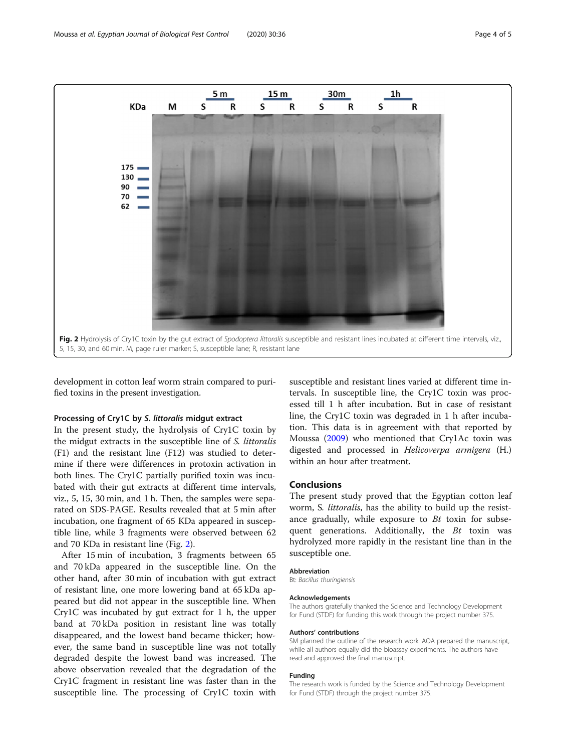Fig. 2 Hydrolysis of Cry1C toxin by the gut extract of *Spodoptera littoralis* susceptible and resistant lines incubated at different time intervals, viz., 5, 15, 30, and 60 min. M, page ruler marker; S, susceptible lane; R, resistant lane

development in cotton leaf worm strain compared to purified toxins in the present investigation.

### Processing of Cry1C by *S. littoralis* midgut extract

In the present study, the hydrolysis of Cry1C toxin by the midgut extracts in the susceptible line of *S. littoralis* (F1) and the resistant line (F12) was studied to determine if there were differences in protoxin activation in both lines. The Cry1C partially purified toxin was incubated with their gut extracts at different time intervals, viz., 5, 15, 30 min, and 1 h. Then, the samples were separated on SDS-PAGE. Results revealed that at 5 min after incubation, one fragment of 65 KDa appeared in susceptible line, while 3 fragments were observed between 62 and 70 KDa in resistant line (Fig. 2).

After 15 min of incubation, 3 fragments between 65 and 70 kDa appeared in the susceptible line. On the other hand, after 30 min of incubation with gut extract of resistant line, one more lowering band at 65 kDa appeared but did not appear in the susceptible line. When Cry1C was incubated by gut extract for 1 h, the upper band at 70 kDa position in resistant line was totally disappeared, and the lowest band became thicker; however, the same band in susceptible line was not totally degraded despite the lowest band was increased. The above observation revealed that the degradation of the Cry1C fragment in resistant line was faster than in the susceptible line. The processing of Cry1C toxin with susceptible and resistant lines varied at different time intervals. In susceptible line, the Cry1C toxin was processed till 1 h after incubation. But in case of resistant line, the Cry1C toxin was degraded in 1 h after incubation. This data is in agreement with that reported by Moussa (2009) who mentioned that Cry1Ac toxin was digested and processed in *Helicoverpa armigera* (H.) within an hour after treatment.

## Conclusions

The present study proved that the Egyptian cotton leaf worm, *S. littoralis*, has the ability to build up the resistance gradually, while exposure to *Bt* toxin for subsequent generations. Additionally, the *Bt* toxin was hydrolyzed more rapidly in the resistant line than in the susceptible one.

#### Abbreviation

Bt: *Bacillus thuringiensis*

#### Acknowledgements

The authors gratefully thanked the Science and Technology Development for Fund (STDF) for funding this work through the project number 375.

#### Authors' contributions

SM planned the outline of the research work. AOA prepared the manuscript, while all authors equally did the bioassay experiments. The authors have read and approved the final manuscript.

#### Funding

The research work is funded by the Science and Technology Development for Fund (STDF) through the project number 375.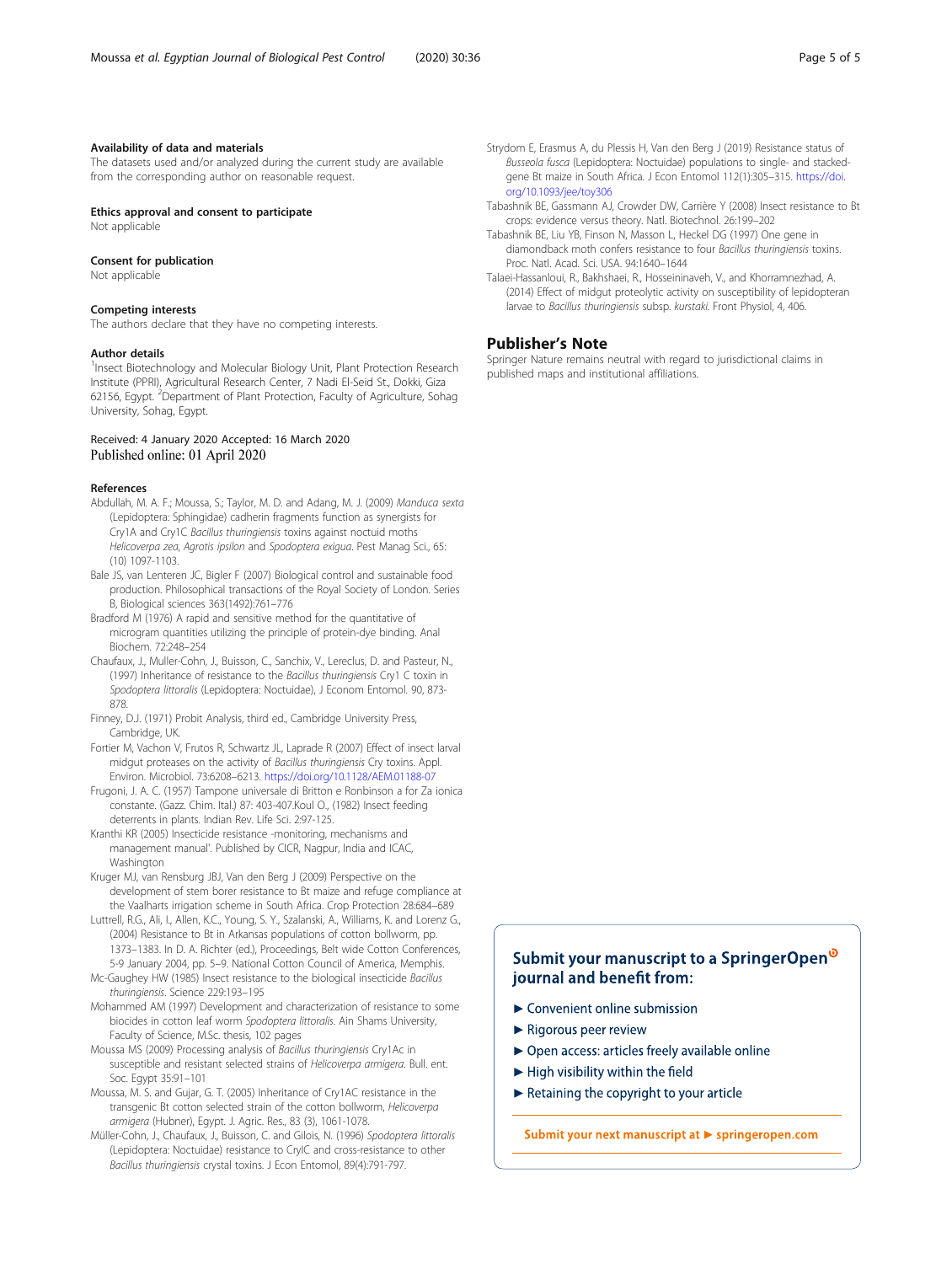#### Availability of data and materials

The datasets used and/or analyzed during the current study are available from the corresponding author on reasonable request.

#### Ethics approval and consent to participate

Not applicable

#### Consent for publication

Not applicable

#### Competing interests

The authors declare that they have no competing interests.

#### Author details

[1]Insect Biotechnology and Molecular Biology Unit, Plant Protection Research Institute (PPRI), Agricultural Research Center, 7 Nadi El-Seid St., Dokki, Giza 62156, Egypt. [2]Department of Plant Protection, Faculty of Agriculture, Sohag University, Sohag, Egypt.

Received: 4 January 2020 Accepted: 16 March 2020
Published online: 01 April 2020

#### References

Abdullah, M. A. F.; Moussa, S.; Taylor, M. D. and Adang, M. J. (2009) *Manduca sexta* (Lepidoptera: Sphingidae) cadherin fragments function as synergists for Cry1A and Cry1C *Bacillus thuringiensis* toxins against noctuid moths *Helicoverpa zea*, *Agrotis ipsilon* and *Spodoptera exigua*. Pest Manag Sci., 65: (10) 1097-1103.

Bale JS, van Lenteren JC, Bigler F (2007) Biological control and sustainable food production. Philosophical transactions of the Royal Society of London. Series B, Biological sciences 363(1492):761–776

Bradford M (1976) A rapid and sensitive method for the quantitative of microgram quantities utilizing the principle of protein-dye binding. Anal Biochem. 72:248–254

Chaufaux, J., Muller-Cohn, J., Buisson, C., Sanchix, V., Lereclus, D. and Pasteur, N., (1997) Inheritance of resistance to the *Bacillus thuringiensis* Cry1 C toxin in *Spodoptera littoralis* (Lepidoptera: Noctuidae), J Econom Entomol. 90, 873-878.

Finney, D.J. (1971) Probit Analysis, third ed., Cambridge University Press, Cambridge, UK.

Fortier M, Vachon V, Frutos R, Schwartz JL, Laprade R (2007) Effect of insect larval midgut proteases on the activity of *Bacillus thuringiensis* Cry toxins. Appl. Environ. Microbiol. 73:6208–6213. https://doi.org/10.1128/AEM.01188-07

Frugoni, J. A. C. (1957) Tampone universale di Britton e Ronbinson a for Za ionica constante. (Gazz. Chim. Ital.) 87: 403-407.Koul O., (1982) Insect feeding deterrents in plants. Indian Rev. Life Sci. 2:97-125.

Kranthi KR (2005) Insecticide resistance -monitoring, mechanisms and management manual'. Published by CICR, Nagpur, India and ICAC, Washington

Kruger MJ, van Rensburg JBJ, Van den Berg J (2009) Perspective on the development of stem borer resistance to Bt maize and refuge compliance at the Vaalharts irrigation scheme in South Africa. Crop Protection 28:684–689

Luttrell, R.G., Ali, I., Allen, K.C., Young, S. Y., Szalanski, A., Williams, K. and Lorenz G., (2004) Resistance to Bt in Arkansas populations of cotton bollworm, pp. 1373–1383. In D. A. Richter (ed.), Proceedings, Belt wide Cotton Conferences, 5-9 January 2004, pp. 5–9. National Cotton Council of America, Memphis.

Mc-Gaughey HW (1985) Insect resistance to the biological insecticide *Bacillus thuringiensis*. Science 229:193–195

Mohammed AM (1997) Development and characterization of resistance to some biocides in cotton leaf worm *Spodoptera littoralis*. Ain Shams University, Faculty of Science, M.Sc. thesis, 102 pages

Moussa MS (2009) Processing analysis of *Bacillus thuringiensis* Cry1Ac in susceptible and resistant selected strains of *Helicoverpa armigera*. Bull. ent. Soc. Egypt 35:91–101

Moussa, M. S. and Gujar, G. T. (2005) Inheritance of Cry1AC resistance in the transgenic Bt cotton selected strain of the cotton bollworm, *Helicoverpa armigera* (Hubner), Egypt. J. Agric. Res., 83 (3), 1061-1078.

Müller-Cohn, J., Chaufaux, J., Buisson, C. and Gilois, N. (1996) *Spodoptera littoralis* (Lepidoptera: Noctuidae) resistance to CryIC and cross-resistance to other *Bacillus thuringiensis* crystal toxins. J Econ Entomol, 89(4):791-797.

Strydom E, Erasmus A, du Plessis H, Van den Berg J (2019) Resistance status of *Busseola fusca* (Lepidoptera: Noctuidae) populations to single- and stacked-gene Bt maize in South Africa. J Econ Entomol 112(1):305–315. https://doi.org/10.1093/jee/toy306

Tabashnik BE, Gassmann AJ, Crowder DW, Carrière Y (2008) Insect resistance to Bt crops: evidence versus theory. Natl. Biotechnol. 26:199–202

Tabashnik BE, Liu YB, Finson N, Masson L, Heckel DG (1997) One gene in diamondback moth confers resistance to four *Bacillus thuringiensis* toxins. Proc. Natl. Acad. Sci. USA. 94:1640–1644

Talaei-Hassanloui, R., Bakhshaei, R., Hosseininaveh, V., and Khorramnezhad, A. (2014) Effect of midgut proteolytic activity on susceptibility of lepidopteran larvae to *Bacillus thuringiensis* subsp. *kurstaki*. Front Physiol, 4, 406.

## Publisher's Note

Springer Nature remains neutral with regard to jurisdictional claims in published maps and institutional affiliations.